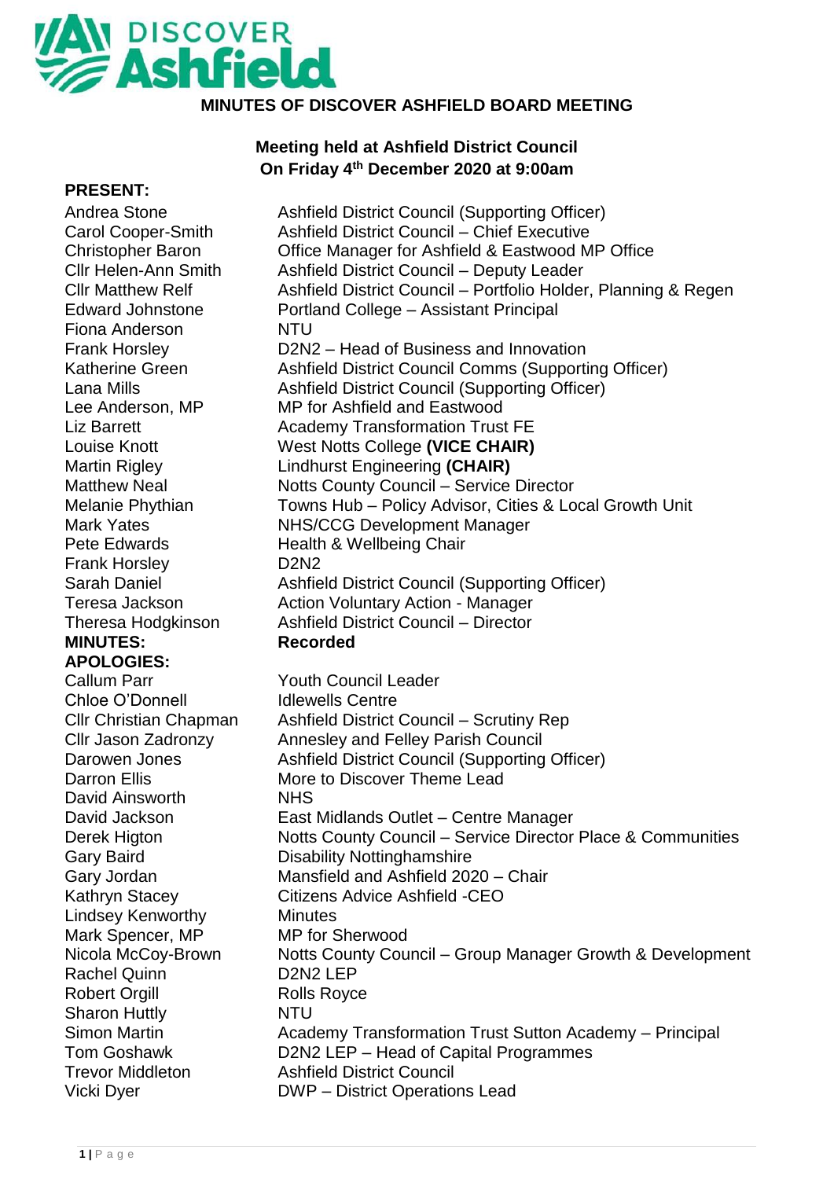# DISCOVER Ashfield

## MINUTES OF DISCOVER ASHFIELD BOARD MEETING

**Meeting held at Ashfield District Council**
**On Friday 4th December 2020 at 9:00am**

**PRESENT:**

| | |
|---|---|
| Andrea Stone | Ashfield District Council (Supporting Officer) |
| Carol Cooper-Smith | Ashfield District Council – Chief Executive |
| Christopher Baron | Office Manager for Ashfield & Eastwood MP Office |
| Cllr Helen-Ann Smith | Ashfield District Council – Deputy Leader |
| Cllr Matthew Relf | Ashfield District Council – Portfolio Holder, Planning & Regen |
| Edward Johnstone | Portland College – Assistant Principal |
| Fiona Anderson | NTU |
| Frank Horsley | D2N2 – Head of Business and Innovation |
| Katherine Green | Ashfield District Council Comms (Supporting Officer) |
| Lana Mills | Ashfield District Council (Supporting Officer) |
| Lee Anderson, MP | MP for Ashfield and Eastwood |
| Liz Barrett | Academy Transformation Trust FE |
| Louise Knott | West Notts College **(VICE CHAIR)** |
| Martin Rigley | Lindhurst Engineering **(CHAIR)** |
| Matthew Neal | Notts County Council – Service Director |
| Melanie Phythian | Towns Hub – Policy Advisor, Cities & Local Growth Unit |
| Mark Yates | NHS/CCG Development Manager |
| Pete Edwards | Health & Wellbeing Chair |
| Frank Horsley | D2N2 |
| Sarah Daniel | Ashfield District Council (Supporting Officer) |
| Teresa Jackson | Action Voluntary Action - Manager |
| Theresa Hodgkinson | Ashfield District Council – Director |
| **MINUTES:** | **Recorded** |

**APOLOGIES:**

| | |
|---|---|
| Callum Parr | Youth Council Leader |
| Chloe O'Donnell | Idlewells Centre |
| Cllr Christian Chapman | Ashfield District Council – Scrutiny Rep |
| Cllr Jason Zadronzy | Annesley and Felley Parish Council |
| Darowen Jones | Ashfield District Council (Supporting Officer) |
| Darron Ellis | More to Discover Theme Lead |
| David Ainsworth | NHS |
| David Jackson | East Midlands Outlet – Centre Manager |
| Derek Higton | Notts County Council – Service Director Place & Communities |
| Gary Baird | Disability Nottinghamshire |
| Gary Jordan | Mansfield and Ashfield 2020 – Chair |
| Kathryn Stacey | Citizens Advice Ashfield -CEO |
| Lindsey Kenworthy | Minutes |
| Mark Spencer, MP | MP for Sherwood |
| Nicola McCoy-Brown | Notts County Council – Group Manager Growth & Development |
| Rachel Quinn | D2N2 LEP |
| Robert Orgill | Rolls Royce |
| Sharon Huttly | NTU |
| Simon Martin | Academy Transformation Trust Sutton Academy – Principal |
| Tom Goshawk | D2N2 LEP – Head of Capital Programmes |
| Trevor Middleton | Ashfield District Council |
| Vicki Dyer | DWP – District Operations Lead |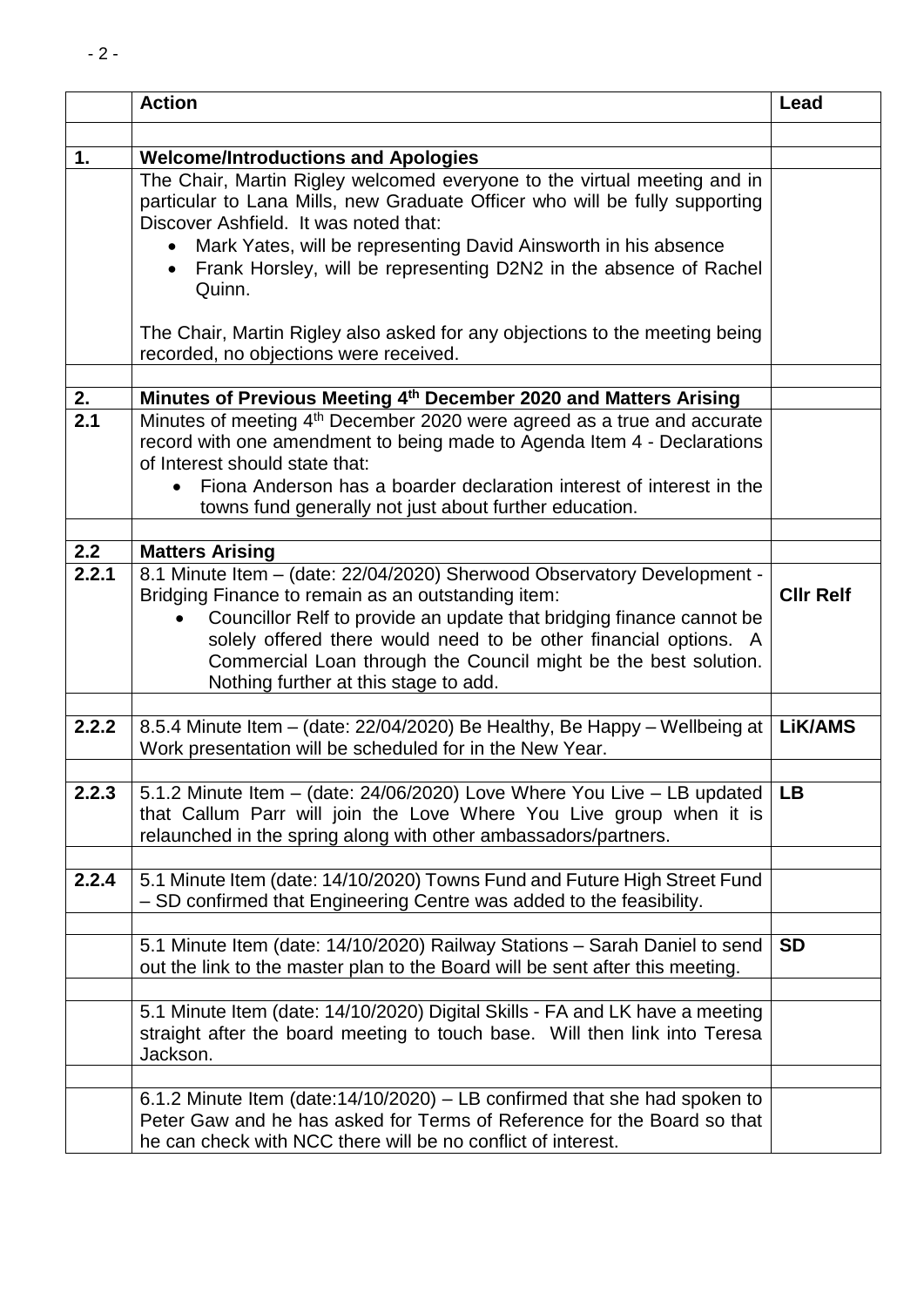|  | **Action** | **Lead** |
|---|---|---|
|  |  |  |
| **1.** | **Welcome/Introductions and Apologies** |  |
|  | The Chair, Martin Rigley welcomed everyone to the virtual meeting and in particular to Lana Mills, new Graduate Officer who will be fully supporting Discover Ashfield. It was noted that: <br>• Mark Yates, will be representing David Ainsworth in his absence <br>• Frank Horsley, will be representing D2N2 in the absence of Rachel Quinn. <br><br>The Chair, Martin Rigley also asked for any objections to the meeting being recorded, no objections were received. |  |
|  |  |  |
| **2.** | **Minutes of Previous Meeting 4th December 2020 and Matters Arising** |  |
| **2.1** | Minutes of meeting 4th December 2020 were agreed as a true and accurate record with one amendment to being made to Agenda Item 4 - Declarations of Interest should state that: <br>• Fiona Anderson has a boarder declaration interest of interest in the towns fund generally not just about further education. |  |
|  |  |  |
| **2.2** | **Matters Arising** |  |
| **2.2.1** | 8.1 Minute Item – (date: 22/04/2020) Sherwood Observatory Development - Bridging Finance to remain as an outstanding item: <br>• Councillor Relf to provide an update that bridging finance cannot be solely offered there would need to be other financial options. A Commercial Loan through the Council might be the best solution. Nothing further at this stage to add. | **Cllr Relf** |
|  |  |  |
| **2.2.2** | 8.5.4 Minute Item – (date: 22/04/2020) Be Healthy, Be Happy – Wellbeing at Work presentation will be scheduled for in the New Year. | **LiK/AMS** |
|  |  |  |
| **2.2.3** | 5.1.2 Minute Item – (date: 24/06/2020) Love Where You Live – LB updated that Callum Parr will join the Love Where You Live group when it is relaunched in the spring along with other ambassadors/partners. | **LB** |
|  |  |  |
| **2.2.4** | 5.1 Minute Item (date: 14/10/2020) Towns Fund and Future High Street Fund – SD confirmed that Engineering Centre was added to the feasibility. |  |
|  |  |  |
|  | 5.1 Minute Item (date: 14/10/2020) Railway Stations – Sarah Daniel to send out the link to the master plan to the Board will be sent after this meeting. | **SD** |
|  |  |  |
|  | 5.1 Minute Item (date: 14/10/2020) Digital Skills - FA and LK have a meeting straight after the board meeting to touch base. Will then link into Teresa Jackson. |  |
|  |  |  |
|  | 6.1.2 Minute Item (date:14/10/2020) – LB confirmed that she had spoken to Peter Gaw and he has asked for Terms of Reference for the Board so that he can check with NCC there will be no conflict of interest. |  |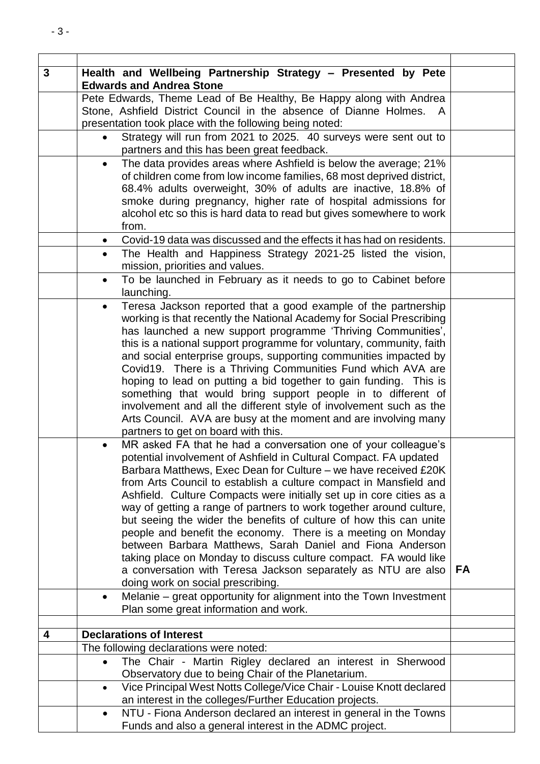| | | |
|---|---|---|
| **3** | **Health and Wellbeing Partnership Strategy – Presented by Pete Edwards and Andrea Stone** | |
| | Pete Edwards, Theme Lead of Be Healthy, Be Happy along with Andrea Stone, Ashfield District Council in the absence of Dianne Holmes. A presentation took place with the following being noted: | |
| | • Strategy will run from 2021 to 2025. 40 surveys were sent out to partners and this has been great feedback. | |
| | • The data provides areas where Ashfield is below the average; 21% of children come from low income families, 68 most deprived district, 68.4% adults overweight, 30% of adults are inactive, 18.8% of smoke during pregnancy, higher rate of hospital admissions for alcohol etc so this is hard data to read but gives somewhere to work from. | |
| | • Covid-19 data was discussed and the effects it has had on residents. | |
| | • The Health and Happiness Strategy 2021-25 listed the vision, mission, priorities and values. | |
| | • To be launched in February as it needs to go to Cabinet before launching. | |
| | • Teresa Jackson reported that a good example of the partnership working is that recently the National Academy for Social Prescribing has launched a new support programme 'Thriving Communities', this is a national support programme for voluntary, community, faith and social enterprise groups, supporting communities impacted by Covid19. There is a Thriving Communities Fund which AVA are hoping to lead on putting a bid together to gain funding. This is something that would bring support people in to different of involvement and all the different style of involvement such as the Arts Council. AVA are busy at the moment and are involving many partners to get on board with this. | |
| | • MR asked FA that he had a conversation one of your colleague's potential involvement of Ashfield in Cultural Compact. FA updated Barbara Matthews, Exec Dean for Culture – we have received £20K from Arts Council to establish a culture compact in Mansfield and Ashfield. Culture Compacts were initially set up in core cities as a way of getting a range of partners to work together around culture, but seeing the wider the benefits of culture of how this can unite people and benefit the economy. There is a meeting on Monday between Barbara Matthews, Sarah Daniel and Fiona Anderson taking place on Monday to discuss culture compact. FA would like a conversation with Teresa Jackson separately as NTU are also doing work on social prescribing. | **FA** |
| | • Melanie – great opportunity for alignment into the Town Investment Plan some great information and work. | |
| | | |
| **4** | **Declarations of Interest** | |
| | The following declarations were noted: | |
| | • The Chair - Martin Rigley declared an interest in Sherwood Observatory due to being Chair of the Planetarium. | |
| | • Vice Principal West Notts College/Vice Chair - Louise Knott declared an interest in the colleges/Further Education projects. | |
| | • NTU - Fiona Anderson declared an interest in general in the Towns Funds and also a general interest in the ADMC project. | |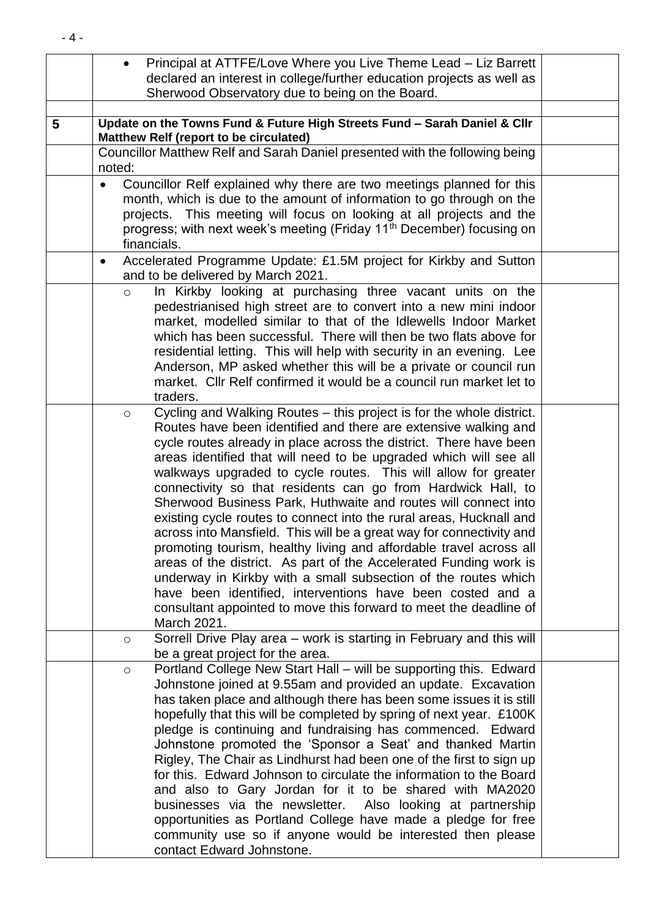| | | |
|---|---|---|
| | • Principal at ATTFE/Love Where you Live Theme Lead – Liz Barrett declared an interest in college/further education projects as well as Sherwood Observatory due to being on the Board. | |
| | | |
| **5** | **Update on the Towns Fund & Future High Streets Fund – Sarah Daniel & Cllr Matthew Relf (report to be circulated)** | |
| | Councillor Matthew Relf and Sarah Daniel presented with the following being noted: | |
| | • Councillor Relf explained why there are two meetings planned for this month, which is due to the amount of information to go through on the projects. This meeting will focus on looking at all projects and the progress; with next week's meeting (Friday 11th December) focusing on financials. | |
| | • Accelerated Programme Update: £1.5M project for Kirkby and Sutton and to be delivered by March 2021. | |
| | ○ In Kirkby looking at purchasing three vacant units on the pedestrianised high street are to convert into a new mini indoor market, modelled similar to that of the Idlewells Indoor Market which has been successful. There will then be two flats above for residential letting. This will help with security in an evening. Lee Anderson, MP asked whether this will be a private or council run market. Cllr Relf confirmed it would be a council run market let to traders. | |
| | ○ Cycling and Walking Routes – this project is for the whole district. Routes have been identified and there are extensive walking and cycle routes already in place across the district. There have been areas identified that will need to be upgraded which will see all walkways upgraded to cycle routes. This will allow for greater connectivity so that residents can go from Hardwick Hall, to Sherwood Business Park, Huthwaite and routes will connect into existing cycle routes to connect into the rural areas, Hucknall and across into Mansfield. This will be a great way for connectivity and promoting tourism, healthy living and affordable travel across all areas of the district. As part of the Accelerated Funding work is underway in Kirkby with a small subsection of the routes which have been identified, interventions have been costed and a consultant appointed to move this forward to meet the deadline of March 2021. | |
| | ○ Sorrell Drive Play area – work is starting in February and this will be a great project for the area. | |
| | ○ Portland College New Start Hall – will be supporting this. Edward Johnstone joined at 9.55am and provided an update. Excavation has taken place and although there has been some issues it is still hopefully that this will be completed by spring of next year. £100K pledge is continuing and fundraising has commenced. Edward Johnstone promoted the 'Sponsor a Seat' and thanked Martin Rigley, The Chair as Lindhurst had been one of the first to sign up for this. Edward Johnson to circulate the information to the Board and also to Gary Jordan for it to be shared with MA2020 businesses via the newsletter. Also looking at partnership opportunities as Portland College have made a pledge for free community use so if anyone would be interested then please contact Edward Johnstone. | |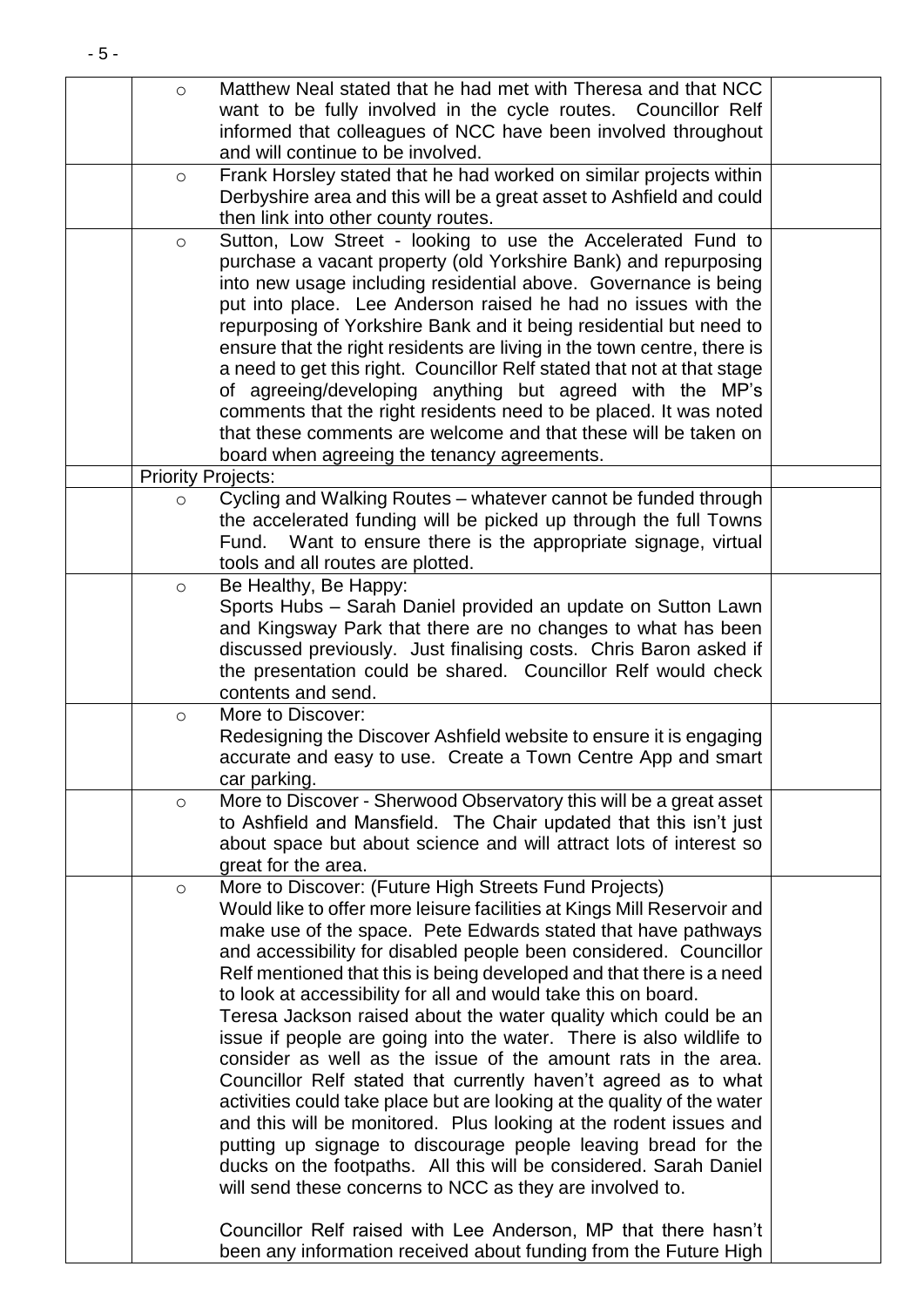| | | |
|---|---|---|
| | ○ Matthew Neal stated that he had met with Theresa and that NCC want to be fully involved in the cycle routes. Councillor Relf informed that colleagues of NCC have been involved throughout and will continue to be involved. | |
| | ○ Frank Horsley stated that he had worked on similar projects within Derbyshire area and this will be a great asset to Ashfield and could then link into other county routes. | |
| | ○ Sutton, Low Street - looking to use the Accelerated Fund to purchase a vacant property (old Yorkshire Bank) and repurposing into new usage including residential above. Governance is being put into place. Lee Anderson raised he had no issues with the repurposing of Yorkshire Bank and it being residential but need to ensure that the right residents are living in the town centre, there is a need to get this right. Councillor Relf stated that not at that stage of agreeing/developing anything but agreed with the MP's comments that the right residents need to be placed. It was noted that these comments are welcome and that these will be taken on board when agreeing the tenancy agreements. | |
| | Priority Projects: | |
| | ○ Cycling and Walking Routes – whatever cannot be funded through the accelerated funding will be picked up through the full Towns Fund. Want to ensure there is the appropriate signage, virtual tools and all routes are plotted. | |
| | ○ Be Healthy, Be Happy:<br>Sports Hubs – Sarah Daniel provided an update on Sutton Lawn and Kingsway Park that there are no changes to what has been discussed previously. Just finalising costs. Chris Baron asked if the presentation could be shared. Councillor Relf would check contents and send. | |
| | ○ More to Discover:<br>Redesigning the Discover Ashfield website to ensure it is engaging accurate and easy to use. Create a Town Centre App and smart car parking. | |
| | ○ More to Discover - Sherwood Observatory this will be a great asset to Ashfield and Mansfield. The Chair updated that this isn't just about space but about science and will attract lots of interest so great for the area. | |
| | ○ More to Discover: (Future High Streets Fund Projects)<br>Would like to offer more leisure facilities at Kings Mill Reservoir and make use of the space. Pete Edwards stated that have pathways and accessibility for disabled people been considered. Councillor Relf mentioned that this is being developed and that there is a need to look at accessibility for all and would take this on board.<br>Teresa Jackson raised about the water quality which could be an issue if people are going into the water. There is also wildlife to consider as well as the issue of the amount rats in the area. Councillor Relf stated that currently haven't agreed as to what activities could take place but are looking at the quality of the water and this will be monitored. Plus looking at the rodent issues and putting up signage to discourage people leaving bread for the ducks on the footpaths. All this will be considered. Sarah Daniel will send these concerns to NCC as they are involved to.<br><br>Councillor Relf raised with Lee Anderson, MP that there hasn't been any information received about funding from the Future High | |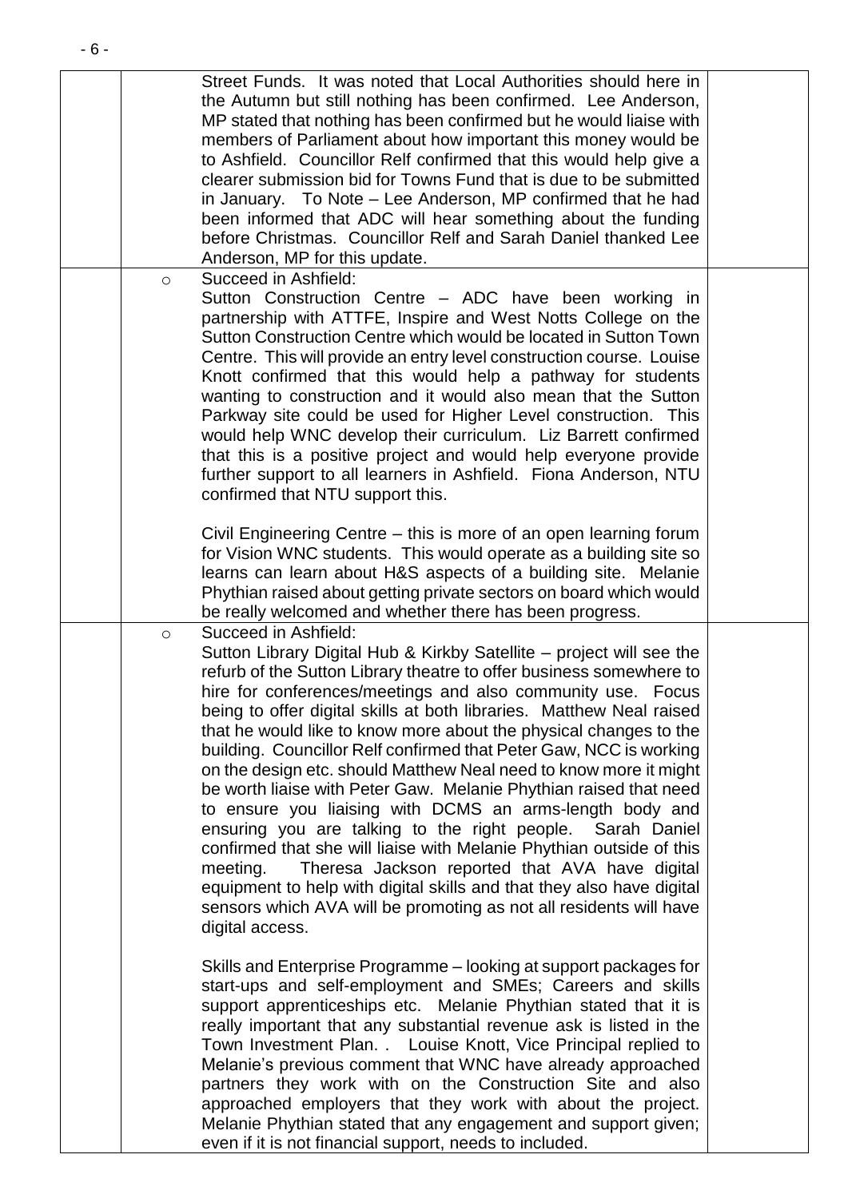| | | | |
|---|---|---|---|
| | | Street Funds. It was noted that Local Authorities should here in the Autumn but still nothing has been confirmed. Lee Anderson, MP stated that nothing has been confirmed but he would liaise with members of Parliament about how important this money would be to Ashfield. Councillor Relf confirmed that this would help give a clearer submission bid for Towns Fund that is due to be submitted in January. To Note – Lee Anderson, MP confirmed that he had been informed that ADC will hear something about the funding before Christmas. Councillor Relf and Sarah Daniel thanked Lee Anderson, MP for this update. | |
| | ○ | Succeed in Ashfield:<br>Sutton Construction Centre – ADC have been working in partnership with ATTFE, Inspire and West Notts College on the Sutton Construction Centre which would be located in Sutton Town Centre. This will provide an entry level construction course. Louise Knott confirmed that this would help a pathway for students wanting to construction and it would also mean that the Sutton Parkway site could be used for Higher Level construction. This would help WNC develop their curriculum. Liz Barrett confirmed that this is a positive project and would help everyone provide further support to all learners in Ashfield. Fiona Anderson, NTU confirmed that NTU support this.<br><br>Civil Engineering Centre – this is more of an open learning forum for Vision WNC students. This would operate as a building site so learns can learn about H&S aspects of a building site. Melanie Phythian raised about getting private sectors on board which would be really welcomed and whether there has been progress. | |
| | ○ | Succeed in Ashfield:<br>Sutton Library Digital Hub & Kirkby Satellite – project will see the refurb of the Sutton Library theatre to offer business somewhere to hire for conferences/meetings and also community use. Focus being to offer digital skills at both libraries. Matthew Neal raised that he would like to know more about the physical changes to the building. Councillor Relf confirmed that Peter Gaw, NCC is working on the design etc. should Matthew Neal need to know more it might be worth liaise with Peter Gaw. Melanie Phythian raised that need to ensure you liaising with DCMS an arms-length body and ensuring you are talking to the right people. Sarah Daniel confirmed that she will liaise with Melanie Phythian outside of this meeting. Theresa Jackson reported that AVA have digital equipment to help with digital skills and that they also have digital sensors which AVA will be promoting as not all residents will have digital access.<br><br>Skills and Enterprise Programme – looking at support packages for start-ups and self-employment and SMEs; Careers and skills support apprenticeships etc. Melanie Phythian stated that it is really important that any substantial revenue ask is listed in the Town Investment Plan. . Louise Knott, Vice Principal replied to Melanie's previous comment that WNC have already approached partners they work with on the Construction Site and also approached employers that they work with about the project. Melanie Phythian stated that any engagement and support given; even if it is not financial support, needs to included. | |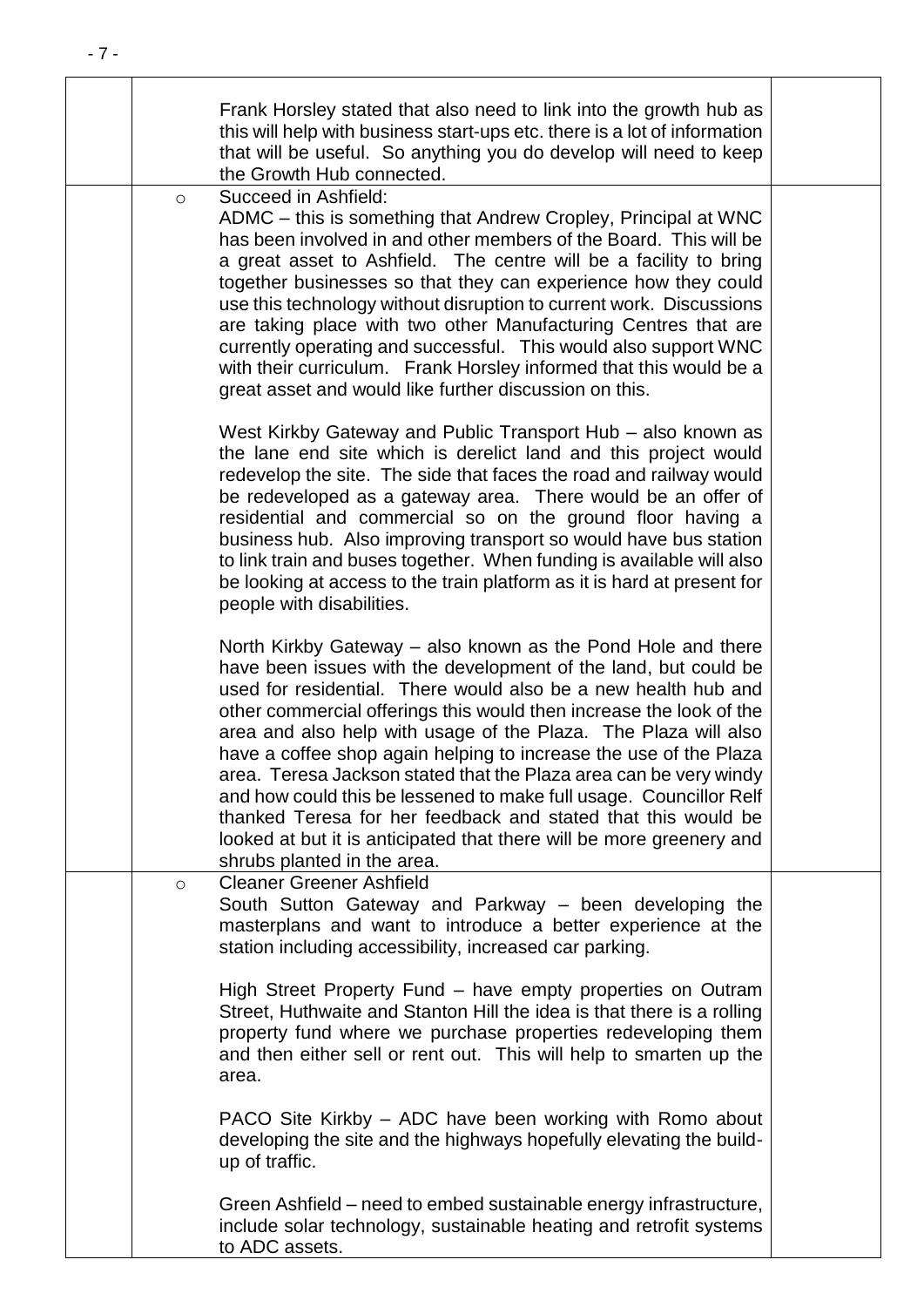| | | | |
|---|---|---|---|
| | | Frank Horsley stated that also need to link into the growth hub as this will help with business start-ups etc. there is a lot of information that will be useful. So anything you do develop will need to keep the Growth Hub connected. | |
| | ○ | Succeed in Ashfield:<br>ADMC – this is something that Andrew Cropley, Principal at WNC has been involved in and other members of the Board. This will be a great asset to Ashfield. The centre will be a facility to bring together businesses so that they can experience how they could use this technology without disruption to current work. Discussions are taking place with two other Manufacturing Centres that are currently operating and successful. This would also support WNC with their curriculum. Frank Horsley informed that this would be a great asset and would like further discussion on this.<br><br>West Kirkby Gateway and Public Transport Hub – also known as the lane end site which is derelict land and this project would redevelop the site. The side that faces the road and railway would be redeveloped as a gateway area. There would be an offer of residential and commercial so on the ground floor having a business hub. Also improving transport so would have bus station to link train and buses together. When funding is available will also be looking at access to the train platform as it is hard at present for people with disabilities.<br><br>North Kirkby Gateway – also known as the Pond Hole and there have been issues with the development of the land, but could be used for residential. There would also be a new health hub and other commercial offerings this would then increase the look of the area and also help with usage of the Plaza. The Plaza will also have a coffee shop again helping to increase the use of the Plaza area. Teresa Jackson stated that the Plaza area can be very windy and how could this be lessened to make full usage. Councillor Relf thanked Teresa for her feedback and stated that this would be looked at but it is anticipated that there will be more greenery and shrubs planted in the area. | |
| | ○ | Cleaner Greener Ashfield<br>South Sutton Gateway and Parkway – been developing the masterplans and want to introduce a better experience at the station including accessibility, increased car parking.<br><br>High Street Property Fund – have empty properties on Outram Street, Huthwaite and Stanton Hill the idea is that there is a rolling property fund where we purchase properties redeveloping them and then either sell or rent out. This will help to smarten up the area.<br><br>PACO Site Kirkby – ADC have been working with Romo about developing the site and the highways hopefully elevating the build-up of traffic.<br><br>Green Ashfield – need to embed sustainable energy infrastructure, include solar technology, sustainable heating and retrofit systems to ADC assets. | |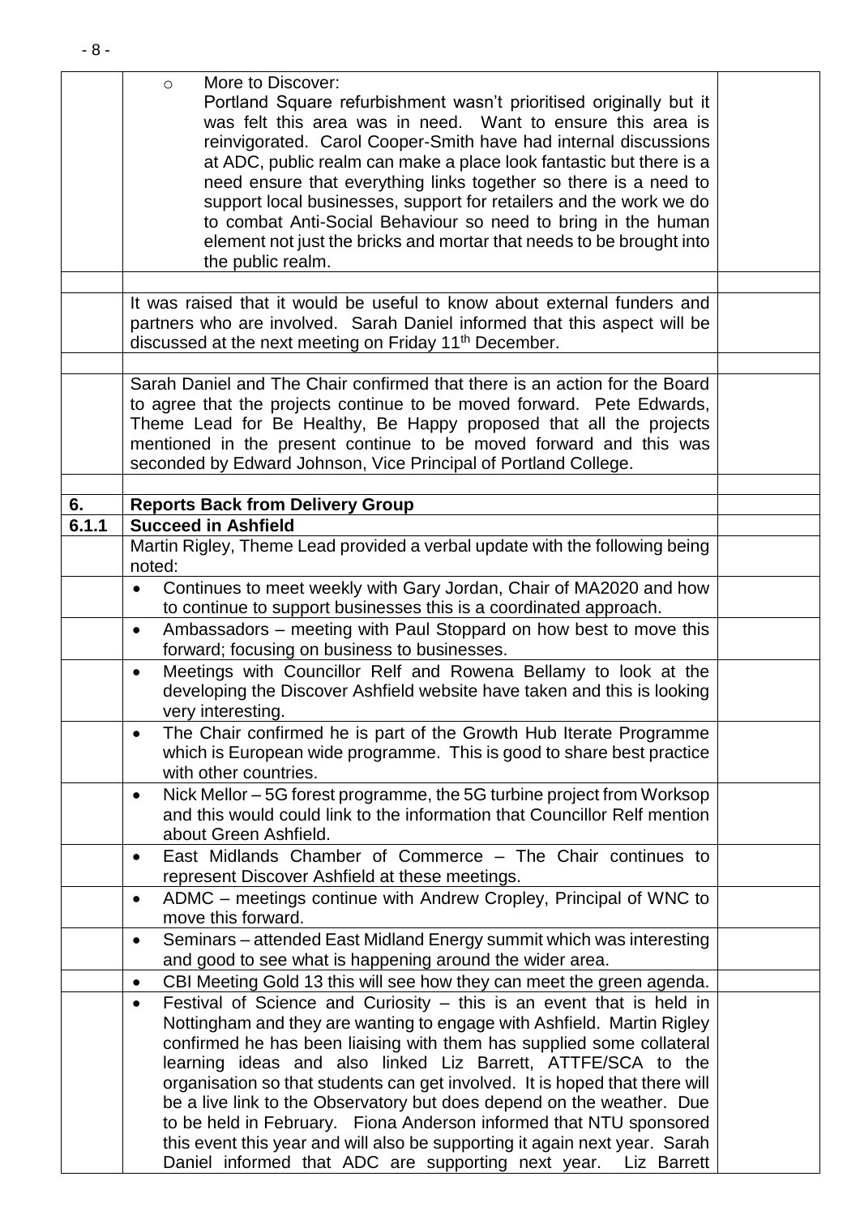| | | |
|---|---|---|
| | ○ More to Discover: Portland Square refurbishment wasn't prioritised originally but it was felt this area was in need. Want to ensure this area is reinvigorated. Carol Cooper-Smith have had internal discussions at ADC, public realm can make a place look fantastic but there is a need ensure that everything links together so there is a need to support local businesses, support for retailers and the work we do to combat Anti-Social Behaviour so need to bring in the human element not just the bricks and mortar that needs to be brought into the public realm. | |
| | | |
| | It was raised that it would be useful to know about external funders and partners who are involved. Sarah Daniel informed that this aspect will be discussed at the next meeting on Friday 11th December. | |
| | | |
| | Sarah Daniel and The Chair confirmed that there is an action for the Board to agree that the projects continue to be moved forward. Pete Edwards, Theme Lead for Be Healthy, Be Happy proposed that all the projects mentioned in the present continue to be moved forward and this was seconded by Edward Johnson, Vice Principal of Portland College. | |
| | | |
| **6.** | **Reports Back from Delivery Group** | |
| **6.1.1** | **Succeed in Ashfield** | |
| | Martin Rigley, Theme Lead provided a verbal update with the following being noted: | |
| | • Continues to meet weekly with Gary Jordan, Chair of MA2020 and how to continue to support businesses this is a coordinated approach. | |
| | • Ambassadors – meeting with Paul Stoppard on how best to move this forward; focusing on business to businesses. | |
| | • Meetings with Councillor Relf and Rowena Bellamy to look at the developing the Discover Ashfield website have taken and this is looking very interesting. | |
| | • The Chair confirmed he is part of the Growth Hub Iterate Programme which is European wide programme. This is good to share best practice with other countries. | |
| | • Nick Mellor – 5G forest programme, the 5G turbine project from Worksop and this would could link to the information that Councillor Relf mention about Green Ashfield. | |
| | • East Midlands Chamber of Commerce – The Chair continues to represent Discover Ashfield at these meetings. | |
| | • ADMC – meetings continue with Andrew Cropley, Principal of WNC to move this forward. | |
| | • Seminars – attended East Midland Energy summit which was interesting and good to see what is happening around the wider area. | |
| | • CBI Meeting Gold 13 this will see how they can meet the green agenda. | |
| | • Festival of Science and Curiosity – this is an event that is held in Nottingham and they are wanting to engage with Ashfield. Martin Rigley confirmed he has been liaising with them has supplied some collateral learning ideas and also linked Liz Barrett, ATTFE/SCA to the organisation so that students can get involved. It is hoped that there will be a live link to the Observatory but does depend on the weather. Due to be held in February. Fiona Anderson informed that NTU sponsored this event this year and will also be supporting it again next year. Sarah Daniel informed that ADC are supporting next year. Liz Barrett | |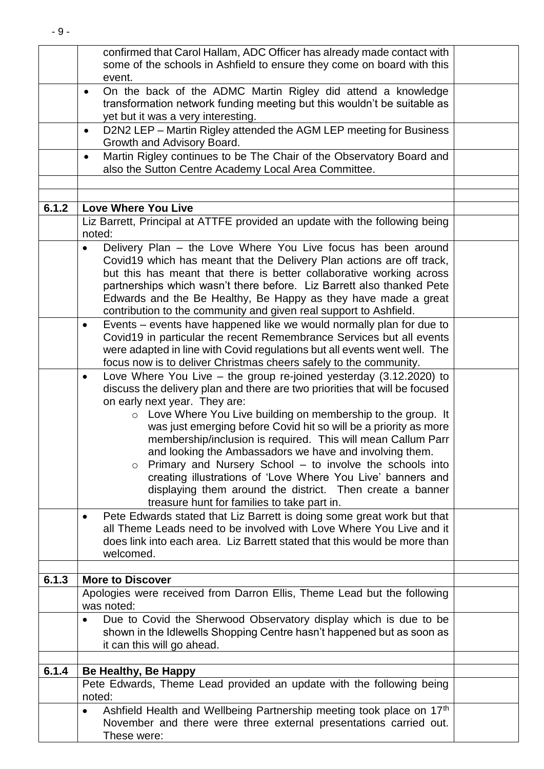| | | |
|---|---|---|
| | confirmed that Carol Hallam, ADC Officer has already made contact with some of the schools in Ashfield to ensure they come on board with this event. | |
| | • On the back of the ADMC Martin Rigley did attend a knowledge transformation network funding meeting but this wouldn't be suitable as yet but it was a very interesting. | |
| | • D2N2 LEP – Martin Rigley attended the AGM LEP meeting for Business Growth and Advisory Board. | |
| | • Martin Rigley continues to be The Chair of the Observatory Board and also the Sutton Centre Academy Local Area Committee. | |
| | | |
| | | |
| **6.1.2** | **Love Where You Live** | |
| | Liz Barrett, Principal at ATTFE provided an update with the following being noted: | |
| | • Delivery Plan – the Love Where You Live focus has been around Covid19 which has meant that the Delivery Plan actions are off track, but this has meant that there is better collaborative working across partnerships which wasn't there before. Liz Barrett also thanked Pete Edwards and the Be Healthy, Be Happy as they have made a great contribution to the community and given real support to Ashfield. | |
| | • Events – events have happened like we would normally plan for due to Covid19 in particular the recent Remembrance Services but all events were adapted in line with Covid regulations but all events went well. The focus now is to deliver Christmas cheers safely to the community. | |
| | • Love Where You Live – the group re-joined yesterday (3.12.2020) to discuss the delivery plan and there are two priorities that will be focused on early next year. They are:<br>○ Love Where You Live building on membership to the group. It was just emerging before Covid hit so will be a priority as more membership/inclusion is required. This will mean Callum Parr and looking the Ambassadors we have and involving them.<br>○ Primary and Nursery School – to involve the schools into creating illustrations of 'Love Where You Live' banners and displaying them around the district. Then create a banner treasure hunt for families to take part in. | |
| | • Pete Edwards stated that Liz Barrett is doing some great work but that all Theme Leads need to be involved with Love Where You Live and it does link into each area. Liz Barrett stated that this would be more than welcomed. | |
| | | |
| **6.1.3** | **More to Discover** | |
| | Apologies were received from Darron Ellis, Theme Lead but the following was noted: | |
| | • Due to Covid the Sherwood Observatory display which is due to be shown in the Idlewells Shopping Centre hasn't happened but as soon as it can this will go ahead. | |
| | | |
| **6.1.4** | **Be Healthy, Be Happy** | |
| | Pete Edwards, Theme Lead provided an update with the following being noted: | |
| | • Ashfield Health and Wellbeing Partnership meeting took place on 17th November and there were three external presentations carried out. These were: | |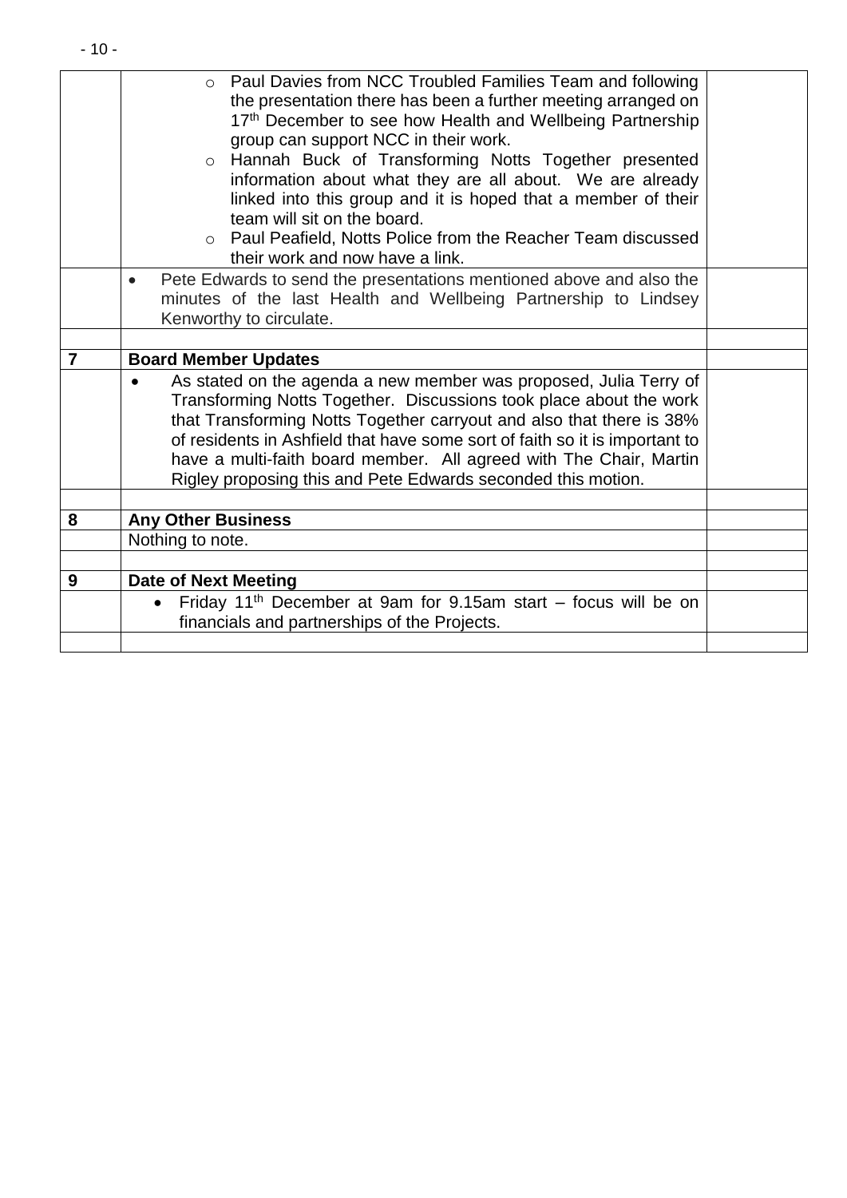| | | |
|---|---|---|
| | ◦ Paul Davies from NCC Troubled Families Team and following the presentation there has been a further meeting arranged on 17th December to see how Health and Wellbeing Partnership group can support NCC in their work.<br>◦ Hannah Buck of Transforming Notts Together presented information about what they are all about. We are already linked into this group and it is hoped that a member of their team will sit on the board.<br>◦ Paul Peafield, Notts Police from the Reacher Team discussed their work and now have a link. | |
| | • Pete Edwards to send the presentations mentioned above and also the minutes of the last Health and Wellbeing Partnership to Lindsey Kenworthy to circulate. | |
| | | |
| **7** | **Board Member Updates** | |
| | • As stated on the agenda a new member was proposed, Julia Terry of Transforming Notts Together. Discussions took place about the work that Transforming Notts Together carryout and also that there is 38% of residents in Ashfield that have some sort of faith so it is important to have a multi-faith board member. All agreed with The Chair, Martin Rigley proposing this and Pete Edwards seconded this motion. | |
| | | |
| **8** | **Any Other Business** | |
| | Nothing to note. | |
| | | |
| **9** | **Date of Next Meeting** | |
| | • Friday 11th December at 9am for 9.15am start – focus will be on financials and partnerships of the Projects. | |
| | | |